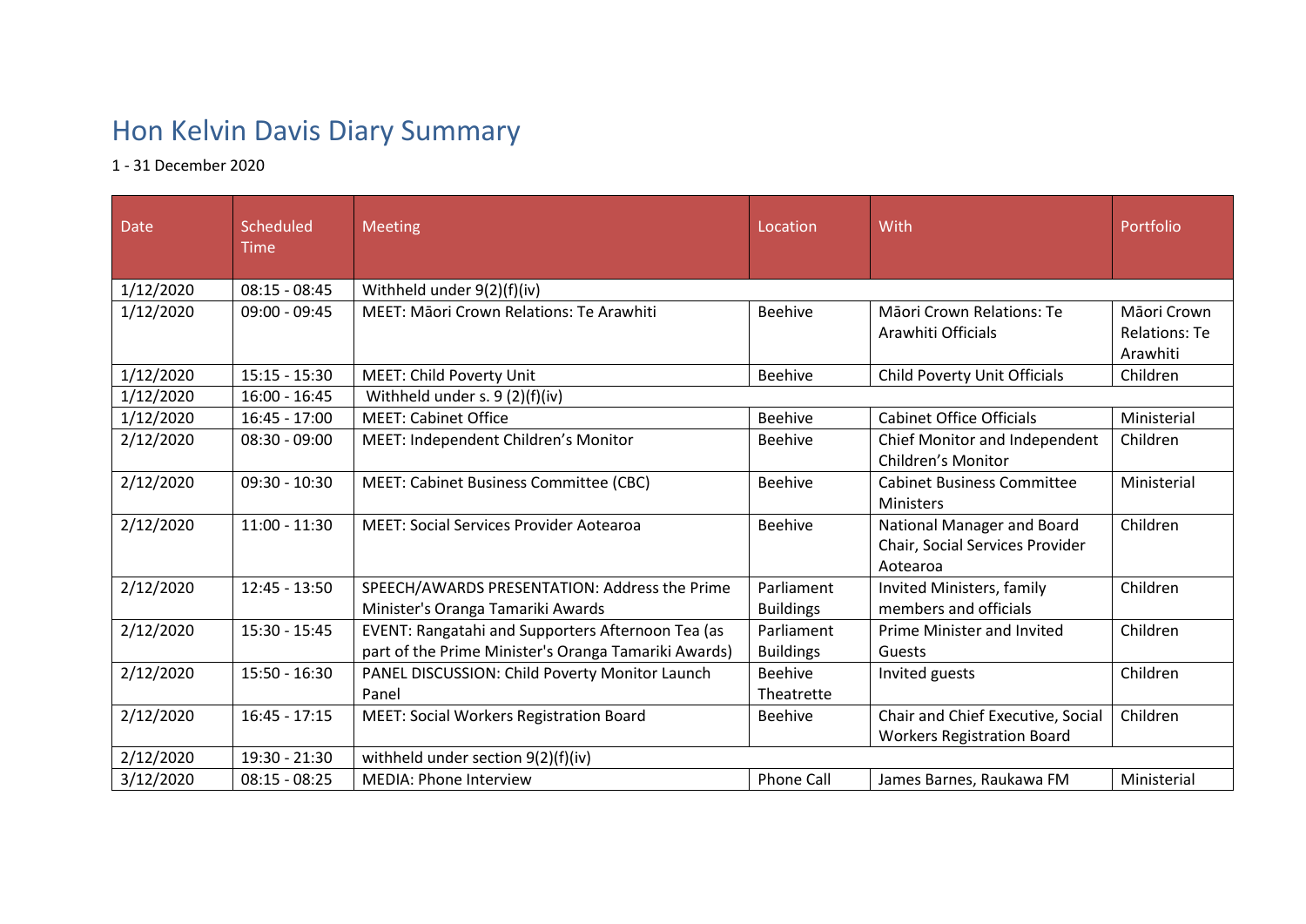# Hon Kelvin Davis Diary Summary

1 - 31 December 2020

| Date | Scheduled Time | Meeting | Location | With | Portfolio |
|---|---|---|---|---|---|
| 1/12/2020 | 08:15 - 08:45 | Withheld under 9(2)(f)(iv) | | | |
| 1/12/2020 | 09:00 - 09:45 | MEET: Māori Crown Relations: Te Arawhiti | Beehive | Māori Crown Relations: Te Arawhiti Officials | Māori Crown Relations: Te Arawhiti |
| 1/12/2020 | 15:15 - 15:30 | MEET: Child Poverty Unit | Beehive | Child Poverty Unit Officials | Children |
| 1/12/2020 | 16:00 - 16:45 | Withheld under s. 9 (2)(f)(iv) | | | |
| 1/12/2020 | 16:45 - 17:00 | MEET: Cabinet Office | Beehive | Cabinet Office Officials | Ministerial |
| 2/12/2020 | 08:30 - 09:00 | MEET: Independent Children's Monitor | Beehive | Chief Monitor and Independent Children's Monitor | Children |
| 2/12/2020 | 09:30 - 10:30 | MEET: Cabinet Business Committee (CBC) | Beehive | Cabinet Business Committee Ministers | Ministerial |
| 2/12/2020 | 11:00 - 11:30 | MEET: Social Services Provider Aotearoa | Beehive | National Manager and Board Chair, Social Services Provider Aotearoa | Children |
| 2/12/2020 | 12:45 - 13:50 | SPEECH/AWARDS PRESENTATION: Address the Prime Minister's Oranga Tamariki Awards | Parliament Buildings | Invited Ministers, family members and officials | Children |
| 2/12/2020 | 15:30 - 15:45 | EVENT: Rangatahi and Supporters Afternoon Tea (as part of the Prime Minister's Oranga Tamariki Awards) | Parliament Buildings | Prime Minister and Invited Guests | Children |
| 2/12/2020 | 15:50 - 16:30 | PANEL DISCUSSION: Child Poverty Monitor Launch Panel | Beehive Theatrette | Invited guests | Children |
| 2/12/2020 | 16:45 - 17:15 | MEET: Social Workers Registration Board | Beehive | Chair and Chief Executive, Social Workers Registration Board | Children |
| 2/12/2020 | 19:30 - 21:30 | withheld under section 9(2)(f)(iv) | | | |
| 3/12/2020 | 08:15 - 08:25 | MEDIA: Phone Interview | Phone Call | James Barnes, Raukawa FM | Ministerial |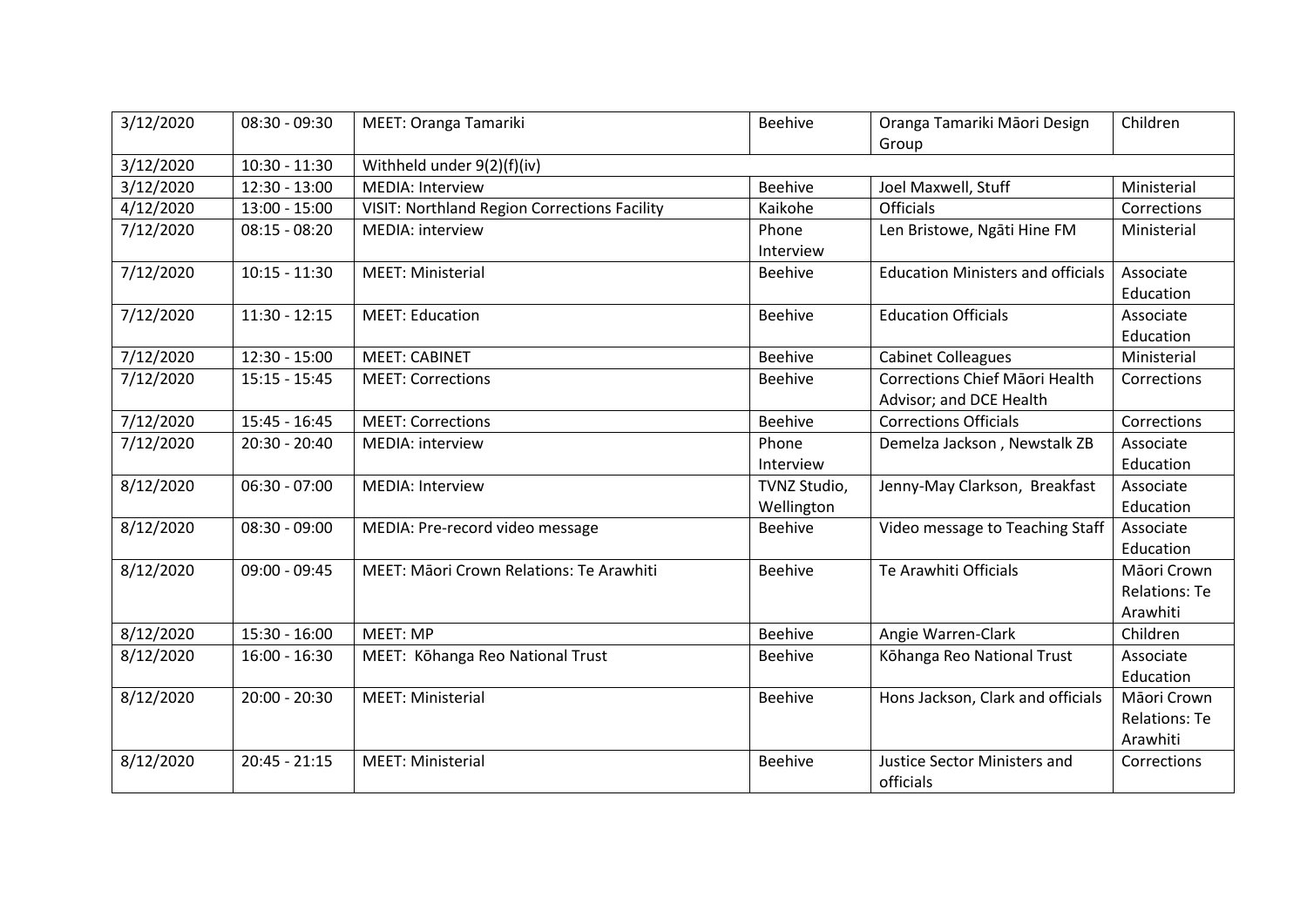| 3/12/2020 | 08:30 - 09:30 | MEET: Oranga Tamariki | Beehive | Oranga Tamariki Māori Design Group | Children |
|---|---|---|---|---|---|
| 3/12/2020 | 10:30 - 11:30 | Withheld under 9(2)(f)(iv) | | | |
| 3/12/2020 | 12:30 - 13:00 | MEDIA: Interview | Beehive | Joel Maxwell, Stuff | Ministerial |
| 4/12/2020 | 13:00 - 15:00 | VISIT: Northland Region Corrections Facility | Kaikohe | Officials | Corrections |
| 7/12/2020 | 08:15 - 08:20 | MEDIA: interview | Phone Interview | Len Bristowe, Ngāti Hine FM | Ministerial |
| 7/12/2020 | 10:15 - 11:30 | MEET: Ministerial | Beehive | Education Ministers and officials | Associate Education |
| 7/12/2020 | 11:30 - 12:15 | MEET: Education | Beehive | Education Officials | Associate Education |
| 7/12/2020 | 12:30 - 15:00 | MEET: CABINET | Beehive | Cabinet Colleagues | Ministerial |
| 7/12/2020 | 15:15 - 15:45 | MEET: Corrections | Beehive | Corrections Chief Māori Health Advisor; and DCE Health | Corrections |
| 7/12/2020 | 15:45 - 16:45 | MEET: Corrections | Beehive | Corrections Officials | Corrections |
| 7/12/2020 | 20:30 - 20:40 | MEDIA: interview | Phone Interview | Demelza Jackson , Newstalk ZB | Associate Education |
| 8/12/2020 | 06:30 - 07:00 | MEDIA: Interview | TVNZ Studio, Wellington | Jenny-May Clarkson, Breakfast | Associate Education |
| 8/12/2020 | 08:30 - 09:00 | MEDIA: Pre-record video message | Beehive | Video message to Teaching Staff | Associate Education |
| 8/12/2020 | 09:00 - 09:45 | MEET: Māori Crown Relations: Te Arawhiti | Beehive | Te Arawhiti Officials | Māori Crown Relations: Te Arawhiti |
| 8/12/2020 | 15:30 - 16:00 | MEET: MP | Beehive | Angie Warren-Clark | Children |
| 8/12/2020 | 16:00 - 16:30 | MEET: Kōhanga Reo National Trust | Beehive | Kōhanga Reo National Trust | Associate Education |
| 8/12/2020 | 20:00 - 20:30 | MEET: Ministerial | Beehive | Hons Jackson, Clark and officials | Māori Crown Relations: Te Arawhiti |
| 8/12/2020 | 20:45 - 21:15 | MEET: Ministerial | Beehive | Justice Sector Ministers and officials | Corrections |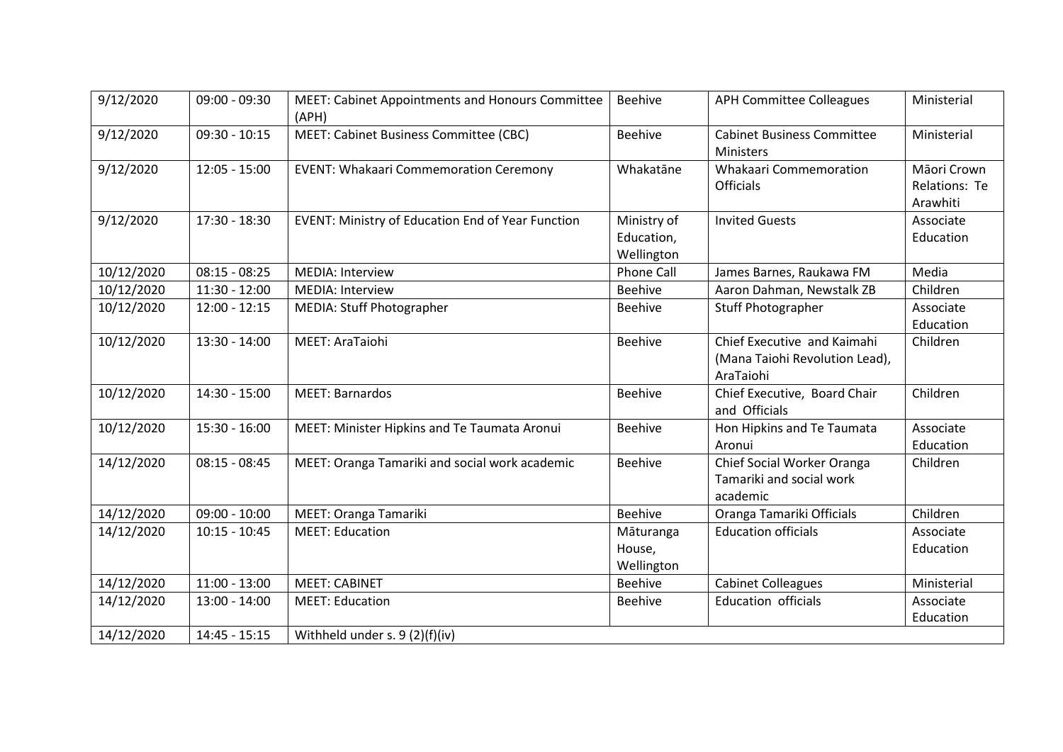| 9/12/2020 | 09:00 - 09:30 | MEET: Cabinet Appointments and Honours Committee (APH) | Beehive | APH Committee Colleagues | Ministerial |
|---|---|---|---|---|---|
| 9/12/2020 | 09:30 - 10:15 | MEET: Cabinet Business Committee (CBC) | Beehive | Cabinet Business Committee Ministers | Ministerial |
| 9/12/2020 | 12:05 - 15:00 | EVENT: Whakaari Commemoration Ceremony | Whakatāne | Whakaari Commemoration Officials | Māori Crown Relations: Te Arawhiti |
| 9/12/2020 | 17:30 - 18:30 | EVENT: Ministry of Education End of Year Function | Ministry of Education, Wellington | Invited Guests | Associate Education |
| 10/12/2020 | 08:15 - 08:25 | MEDIA: Interview | Phone Call | James Barnes, Raukawa FM | Media |
| 10/12/2020 | 11:30 - 12:00 | MEDIA: Interview | Beehive | Aaron Dahman, Newstalk ZB | Children |
| 10/12/2020 | 12:00 - 12:15 | MEDIA: Stuff Photographer | Beehive | Stuff Photographer | Associate Education |
| 10/12/2020 | 13:30 - 14:00 | MEET: AraTaiohi | Beehive | Chief Executive and Kaimahi (Mana Taiohi Revolution Lead), AraTaiohi | Children |
| 10/12/2020 | 14:30 - 15:00 | MEET: Barnardos | Beehive | Chief Executive, Board Chair and Officials | Children |
| 10/12/2020 | 15:30 - 16:00 | MEET: Minister Hipkins and Te Taumata Aronui | Beehive | Hon Hipkins and Te Taumata Aronui | Associate Education |
| 14/12/2020 | 08:15 - 08:45 | MEET: Oranga Tamariki and social work academic | Beehive | Chief Social Worker Oranga Tamariki and social work academic | Children |
| 14/12/2020 | 09:00 - 10:00 | MEET: Oranga Tamariki | Beehive | Oranga Tamariki Officials | Children |
| 14/12/2020 | 10:15 - 10:45 | MEET: Education | Māturanga House, Wellington | Education officials | Associate Education |
| 14/12/2020 | 11:00 - 13:00 | MEET: CABINET | Beehive | Cabinet Colleagues | Ministerial |
| 14/12/2020 | 13:00 - 14:00 | MEET: Education | Beehive | Education officials | Associate Education |
| 14/12/2020 | 14:45 - 15:15 | Withheld under s. 9 (2)(f)(iv) | | | |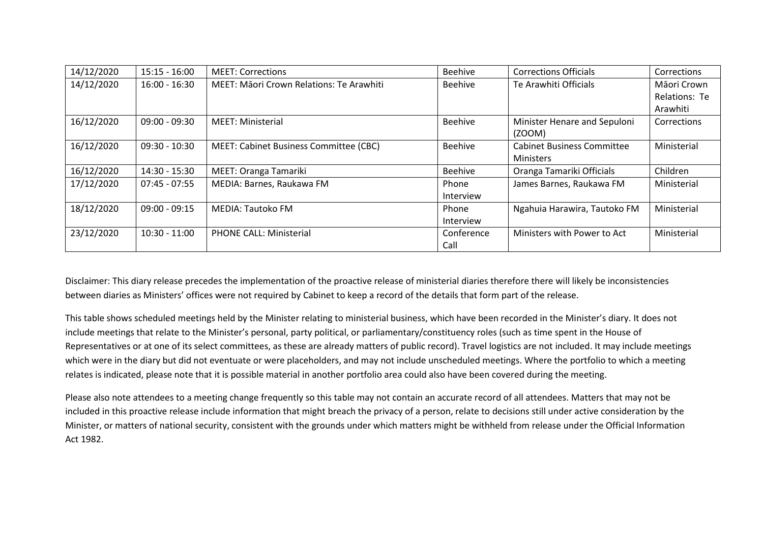| | | | | | |
|---|---|---|---|---|---|
| 14/12/2020 | 15:15 - 16:00 | MEET: Corrections | Beehive | Corrections Officials | Corrections |
| 14/12/2020 | 16:00 - 16:30 | MEET: Māori Crown Relations: Te Arawhiti | Beehive | Te Arawhiti Officials | Māori Crown Relations: Te Arawhiti |
| 16/12/2020 | 09:00 - 09:30 | MEET: Ministerial | Beehive | Minister Henare and Sepuloni (ZOOM) | Corrections |
| 16/12/2020 | 09:30 - 10:30 | MEET: Cabinet Business Committee (CBC) | Beehive | Cabinet Business Committee Ministers | Ministerial |
| 16/12/2020 | 14:30 - 15:30 | MEET: Oranga Tamariki | Beehive | Oranga Tamariki Officials | Children |
| 17/12/2020 | 07:45 - 07:55 | MEDIA: Barnes, Raukawa FM | Phone Interview | James Barnes, Raukawa FM | Ministerial |
| 18/12/2020 | 09:00 - 09:15 | MEDIA: Tautoko FM | Phone Interview | Ngahuia Harawira, Tautoko FM | Ministerial |
| 23/12/2020 | 10:30 - 11:00 | PHONE CALL: Ministerial | Conference Call | Ministers with Power to Act | Ministerial |

Disclaimer: This diary release precedes the implementation of the proactive release of ministerial diaries therefore there will likely be inconsistencies between diaries as Ministers' offices were not required by Cabinet to keep a record of the details that form part of the release.

This table shows scheduled meetings held by the Minister relating to ministerial business, which have been recorded in the Minister's diary. It does not include meetings that relate to the Minister's personal, party political, or parliamentary/constituency roles (such as time spent in the House of Representatives or at one of its select committees, as these are already matters of public record). Travel logistics are not included. It may include meetings which were in the diary but did not eventuate or were placeholders, and may not include unscheduled meetings. Where the portfolio to which a meeting relates is indicated, please note that it is possible material in another portfolio area could also have been covered during the meeting.

Please also note attendees to a meeting change frequently so this table may not contain an accurate record of all attendees. Matters that may not be included in this proactive release include information that might breach the privacy of a person, relate to decisions still under active consideration by the Minister, or matters of national security, consistent with the grounds under which matters might be withheld from release under the Official Information Act 1982.